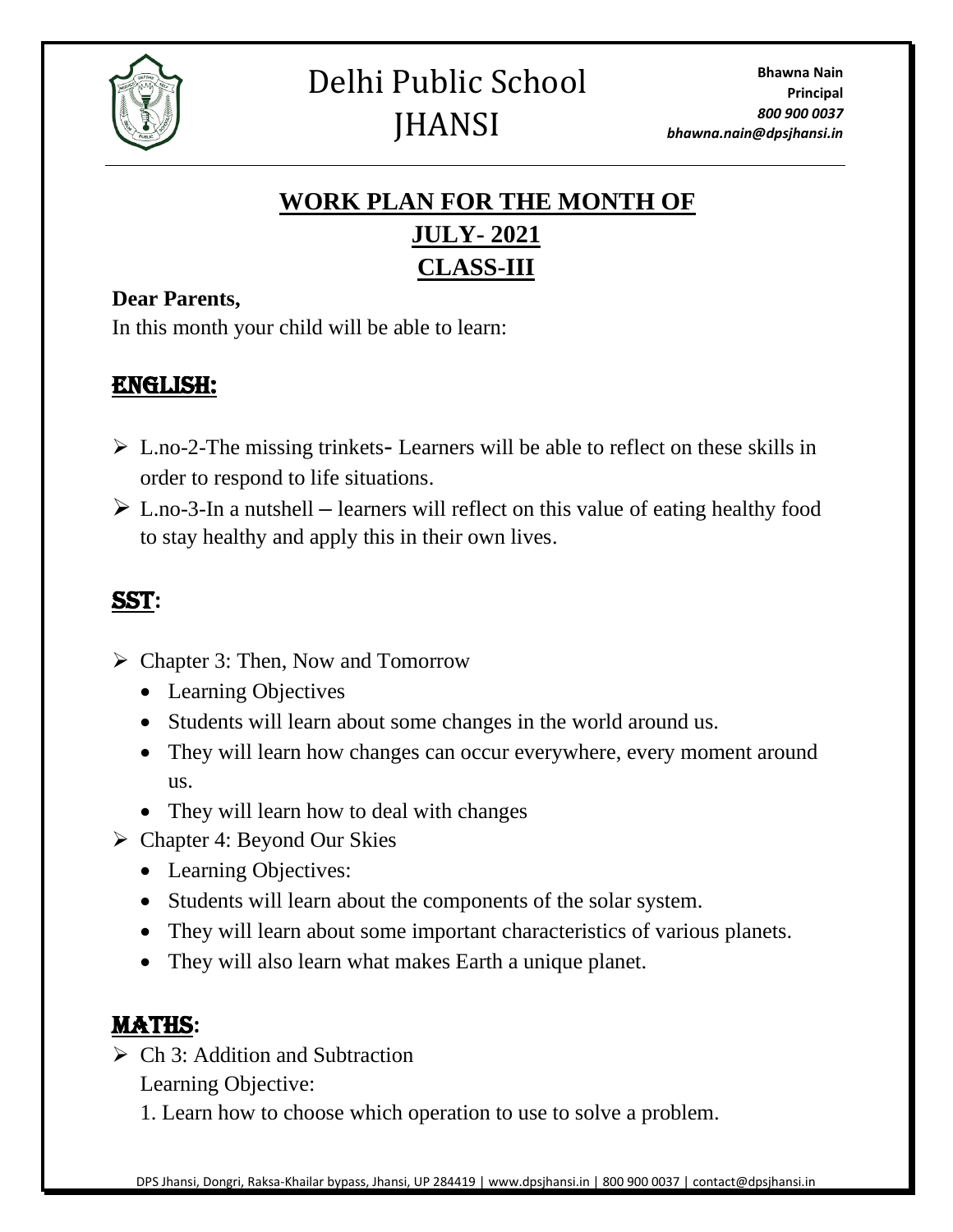# Delhi Public School JHANSI

**Bhawna Nain**
**Principal**
***800 900 0037***
***bhawna.nain@dpsjhansi.in***

## WORK PLAN FOR THE MONTH OF JULY- 2021 CLASS-III

**Dear Parents,**

In this month your child will be able to learn:

## ENGLISH:

- L.no-2-The missing trinkets- Learners will be able to reflect on these skills in order to respond to life situations.
- L.no-3-In a nutshell – learners will reflect on this value of eating healthy food to stay healthy and apply this in their own lives.

## SST:

- Chapter 3: Then, Now and Tomorrow
  - Learning Objectives
  - Students will learn about some changes in the world around us.
  - They will learn how changes can occur everywhere, every moment around us.
  - They will learn how to deal with changes
- Chapter 4: Beyond Our Skies
  - Learning Objectives:
  - Students will learn about the components of the solar system.
  - They will learn about some important characteristics of various planets.
  - They will also learn what makes Earth a unique planet.

## MATHS:

- Ch 3: Addition and Subtraction

  Learning Objective:

  1. Learn how to choose which operation to use to solve a problem.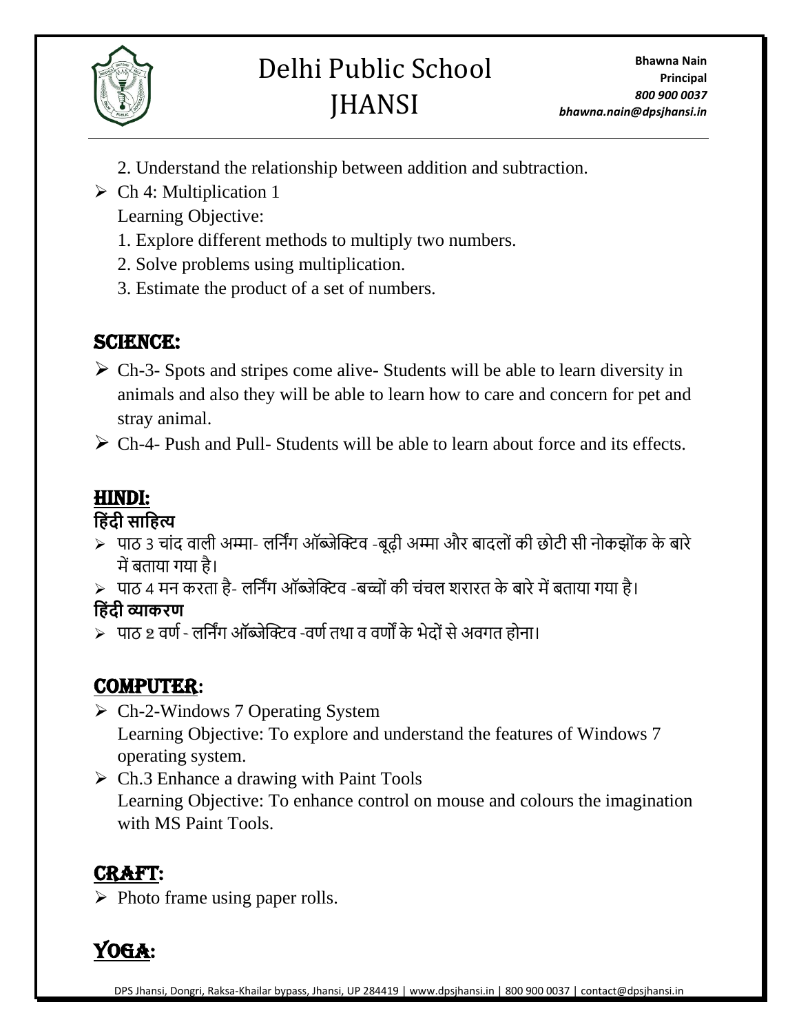2. Understand the relationship between addition and subtraction.

- Ch 4: Multiplication 1

  Learning Objective:

  1. Explore different methods to multiply two numbers.
  2. Solve problems using multiplication.
  3. Estimate the product of a set of numbers.

## SCIENCE:

- Ch-3- Spots and stripes come alive- Students will be able to learn diversity in animals and also they will be able to learn how to care and concern for pet and stray animal.
- Ch-4- Push and Pull- Students will be able to learn about force and its effects.

## HINDI:

**हिंदी साहित्य**

- पाठ 3 चांद वाली अम्मा- लर्निंग ऑब्जेक्टिव -बूढ़ी अम्मा और बादलों की छोटी सी नोकझोंक के बारे में बताया गया है।
- पाठ 4 मन करता है- लर्निंग ऑब्जेक्टिव -बच्चों की चंचल शरारत के बारे में बताया गया है।

**हिंदी व्याकरण**

- पाठ २ वर्ण - लर्निंग ऑब्जेक्टिव -वर्ण तथा व वर्णों के भेदों से अवगत होना।

## COMPUTER:

- Ch-2-Windows 7 Operating System

  Learning Objective: To explore and understand the features of Windows 7 operating system.

- Ch.3 Enhance a drawing with Paint Tools

  Learning Objective: To enhance control on mouse and colours the imagination with MS Paint Tools.

## CRAFT:

- Photo frame using paper rolls.

## YOGA: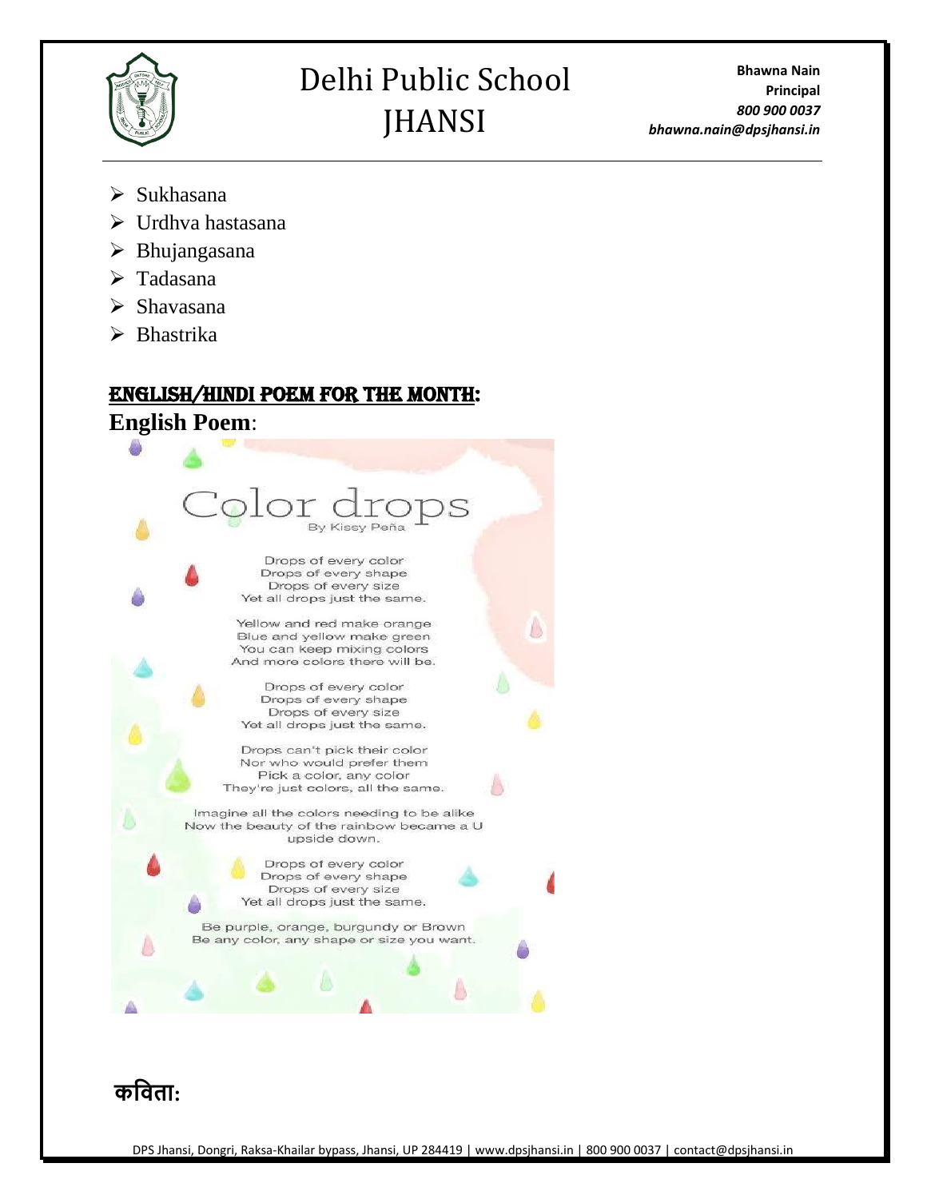- Sukhasana
- Urdhva hastasana
- Bhujangasana
- Tadasana
- Shavasana
- Bhastrika

## ENGLISH/HINDI POEM FOR THE MONTH:

**English Poem**:

Color drops

By Kissy Peña

Drops of every color
Drops of every shape
Drops of every size
Yet all drops just the same.

Yellow and red make orange
Blue and yellow make green
You can keep mixing colors
And more colors there will be.

Drops of every color
Drops of every shape
Drops of every size
Yet all drops just the same.

Drops can't pick their color
Nor who would prefer them
Pick a color, any color
They're just colors, all the same.

Imagine all the colors needing to be alike
Now the beauty of the rainbow became a U
upside down.

Drops of every color
Drops of every shape
Drops of every size
Yet all drops just the same.

Be purple, orange, burgundy or Brown
Be any color, any shape or size you want.

**कविता:**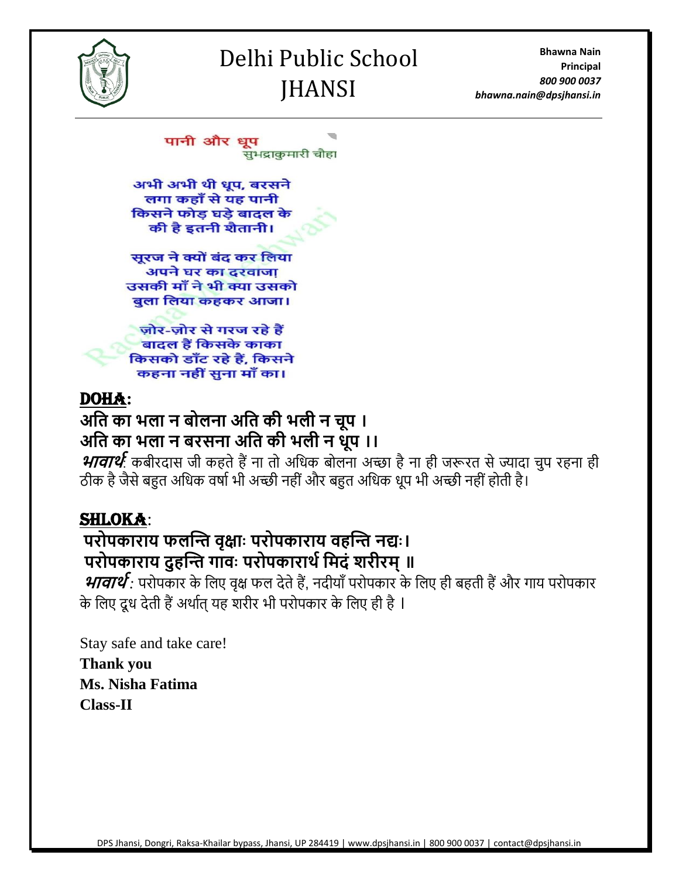पानी और धूप

सुभद्राकुमारी चौहा

अभी अभी थी धूप, बरसने
लगा कहाँ से यह पानी
किसने फोड़ घड़े बादल के
की है इतनी शैतानी।

सूरज ने क्यों बंद कर लिया
अपने घर का दरवाजा
उसकी माँ ने भी क्या उसको
बुला लिया कहकर आजा।

ज़ोर-ज़ोर से गरज रहे हैं
बादल हैं किसके काका
किसको डाँट रहे हैं, किसने
कहना नहीं सुना माँ का।

## DOHA:

**अति का भला न बोलना अति की भली न चूप ।**
**अति का भला न बरसना अति की भली न धूप ।।**

***भावार्थ***: कबीरदास जी कहते हैं ना तो अधिक बोलना अच्छा है ना ही जरूरत से ज्यादा चुप रहना ही ठीक है जैसे बहुत अधिक वर्षा भी अच्छी नहीं और बहुत अधिक धूप भी अच्छी नहीं होती है।

## SHLOKA:

**परोपकाराय फलन्ति वृक्षाः परोपकाराय वहन्ति नद्यः।**
**परोपकाराय दुहन्ति गावः परोपकारार्थ मिदं शरीरम् ॥**

***भावार्थ***: परोपकार के लिए वृक्ष फल देते हैं, नदीयाँ परोपकार के लिए ही बहती हैं और गाय परोपकार के लिए दूध देती हैं अर्थात् यह शरीर भी परोपकार के लिए ही है ।

Stay safe and take care!

**Thank you**

**Ms. Nisha Fatima**

**Class-II**